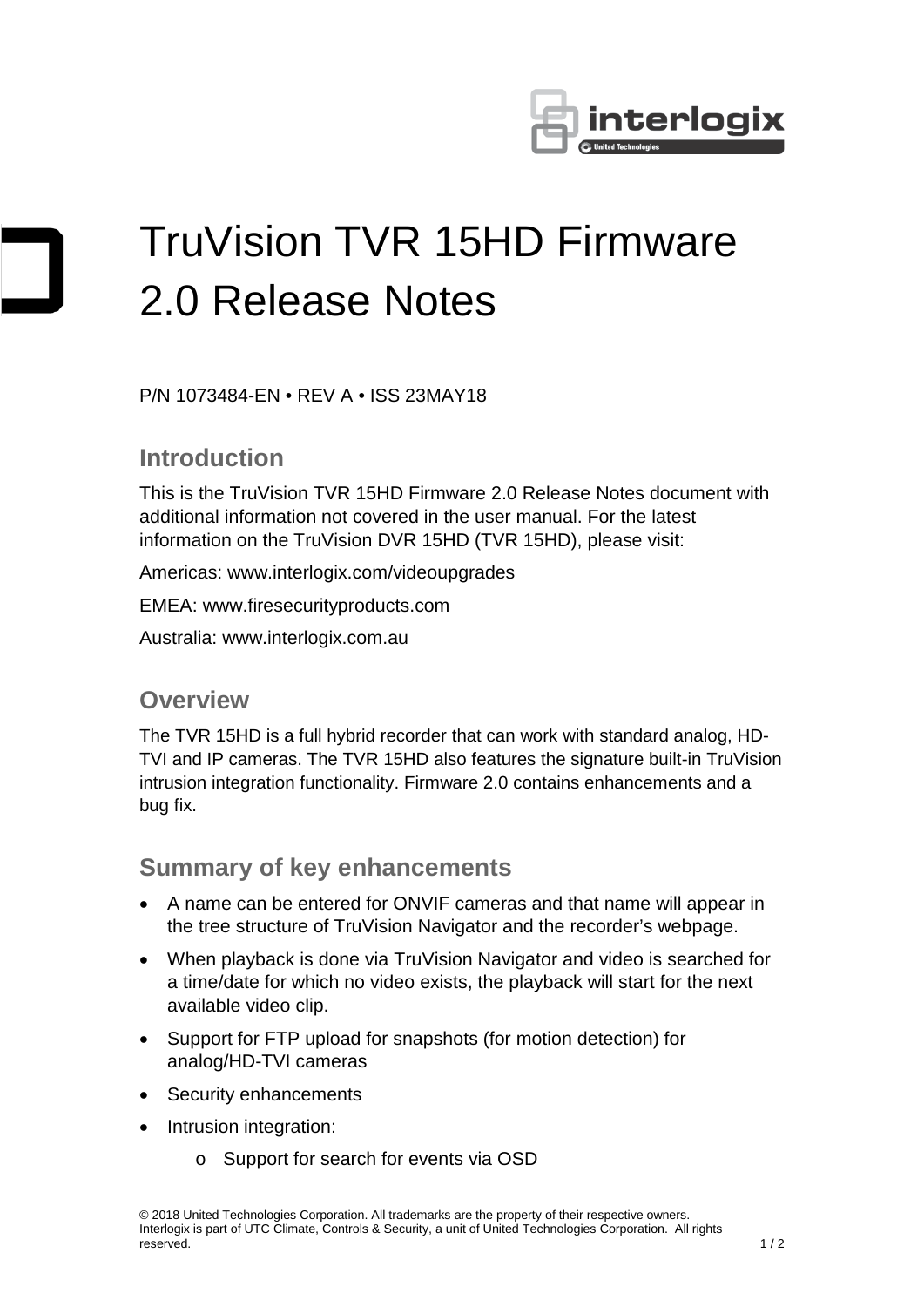# TruVision TVR 15HD Firmware 2.0 Release Notes

P/N 1073484-EN • REV A • ISS 23MAY18

## Introduction

This is the TruVision TVR 15HD Firmware 2.0 Release Notes document with additional information not covered in the user manual. For the latest information on the TruVision DVR 15HD (TVR 15HD), please visit:

Americas: www.interlogix.com/videoupgrades

EMEA: www.firesecurityproducts.com

Australia: www.interlogix.com.au

## Overview

The TVR 15HD is a full hybrid recorder that can work with standard analog, HD-TVI and IP cameras. The TVR 15HD also features the signature built-in TruVision intrusion integration functionality. Firmware 2.0 contains enhancements and a bug fix.

## Summary of key enhancements

- A name can be entered for ONVIF cameras and that name will appear in the tree structure of TruVision Navigator and the recorder's webpage.
- When playback is done via TruVision Navigator and video is searched for a time/date for which no video exists, the playback will start for the next available video clip.
- Support for FTP upload for snapshots (for motion detection) for analog/HD-TVI cameras
- Security enhancements
- Intrusion integration:
    - Support for search for events via OSD

© 2018 United Technologies Corporation. All trademarks are the property of their respective owners. Interlogix is part of UTC Climate, Controls & Security, a unit of United Technologies Corporation. All rights reserved.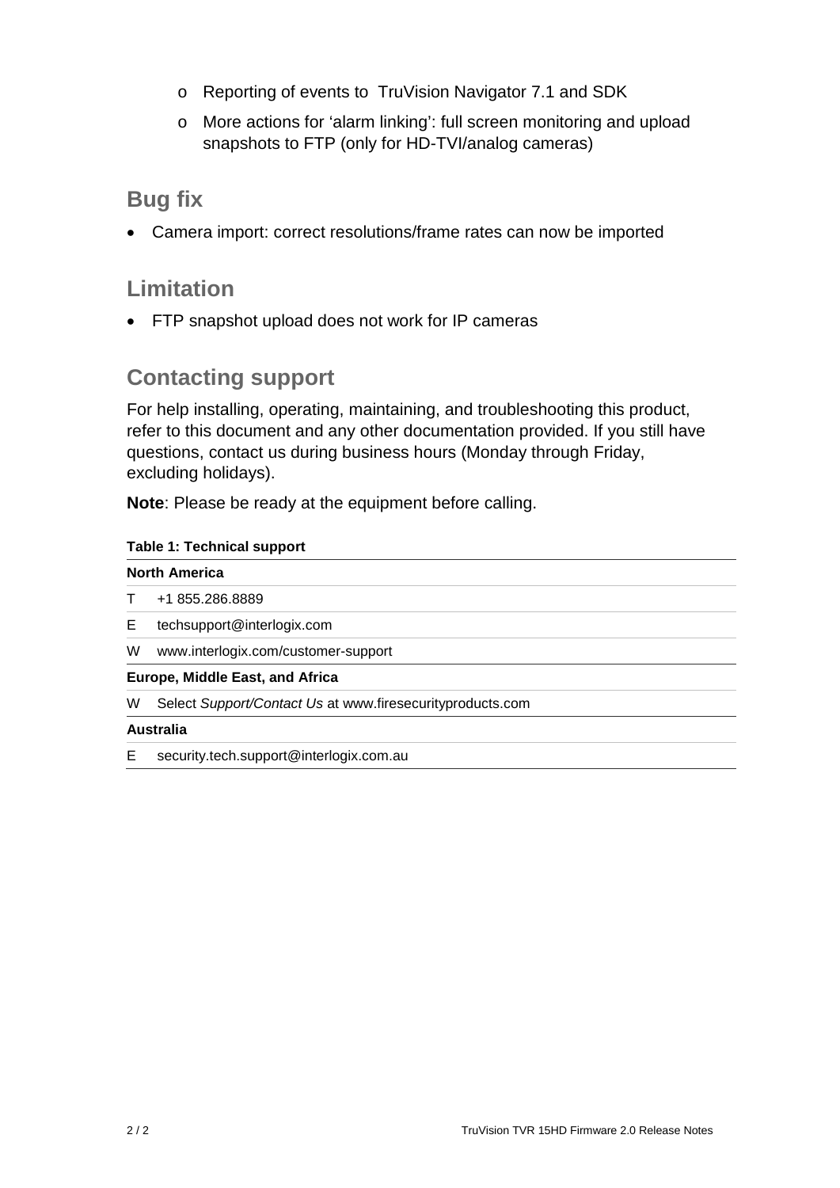- Reporting of events to TruVision Navigator 7.1 and SDK
  - More actions for 'alarm linking': full screen monitoring and upload snapshots to FTP (only for HD-TVI/analog cameras)

## Bug fix

- Camera import: correct resolutions/frame rates can now be imported

## Limitation

- FTP snapshot upload does not work for IP cameras

## Contacting support

For help installing, operating, maintaining, and troubleshooting this product, refer to this document and any other documentation provided. If you still have questions, contact us during business hours (Monday through Friday, excluding holidays).

**Note**: Please be ready at the equipment before calling.

**Table 1: Technical support**

| | |
|---|---|
| **North America** | |
| T | +1 855.286.8889 |
| E | techsupport@interlogix.com |
| W | www.interlogix.com/customer-support |
| **Europe, Middle East, and Africa** | |
| W | Select *Support/Contact Us* at www.firesecurityproducts.com |
| **Australia** | |
| E | security.tech.support@interlogix.com.au |